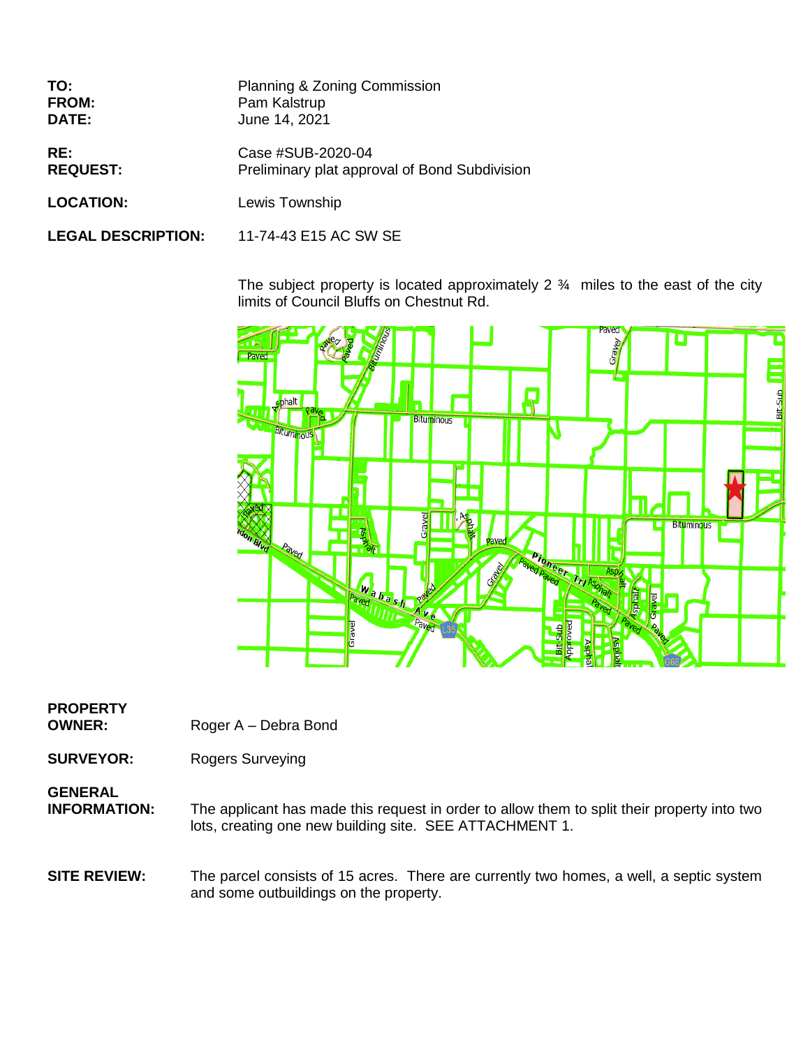**TO:** Planning & Zoning Commission
**FROM:** Pam Kalstrup
**DATE:** June 14, 2021

**RE:** Case #SUB-2020-04
**REQUEST:** Preliminary plat approval of Bond Subdivision

**LOCATION:** Lewis Township

**LEGAL DESCRIPTION:** 11-74-43 E15 AC SW SE

The subject property is located approximately 2 ¾ miles to the east of the city limits of Council Bluffs on Chestnut Rd.

**PROPERTY OWNER:** Roger A – Debra Bond

**SURVEYOR:** Rogers Surveying

**GENERAL INFORMATION:** The applicant has made this request in order to allow them to split their property into two lots, creating one new building site. SEE ATTACHMENT 1.

**SITE REVIEW:** The parcel consists of 15 acres. There are currently two homes, a well, a septic system and some outbuildings on the property.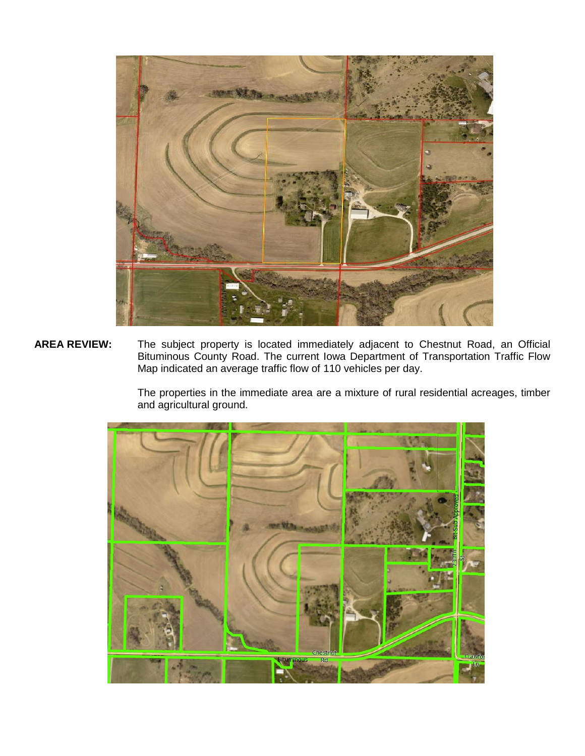**AREA REVIEW:** The subject property is located immediately adjacent to Chestnut Road, an Official Bituminous County Road. The current Iowa Department of Transportation Traffic Flow Map indicated an average traffic flow of 110 vehicles per day.

The properties in the immediate area are a mixture of rural residential acreages, timber and agricultural ground.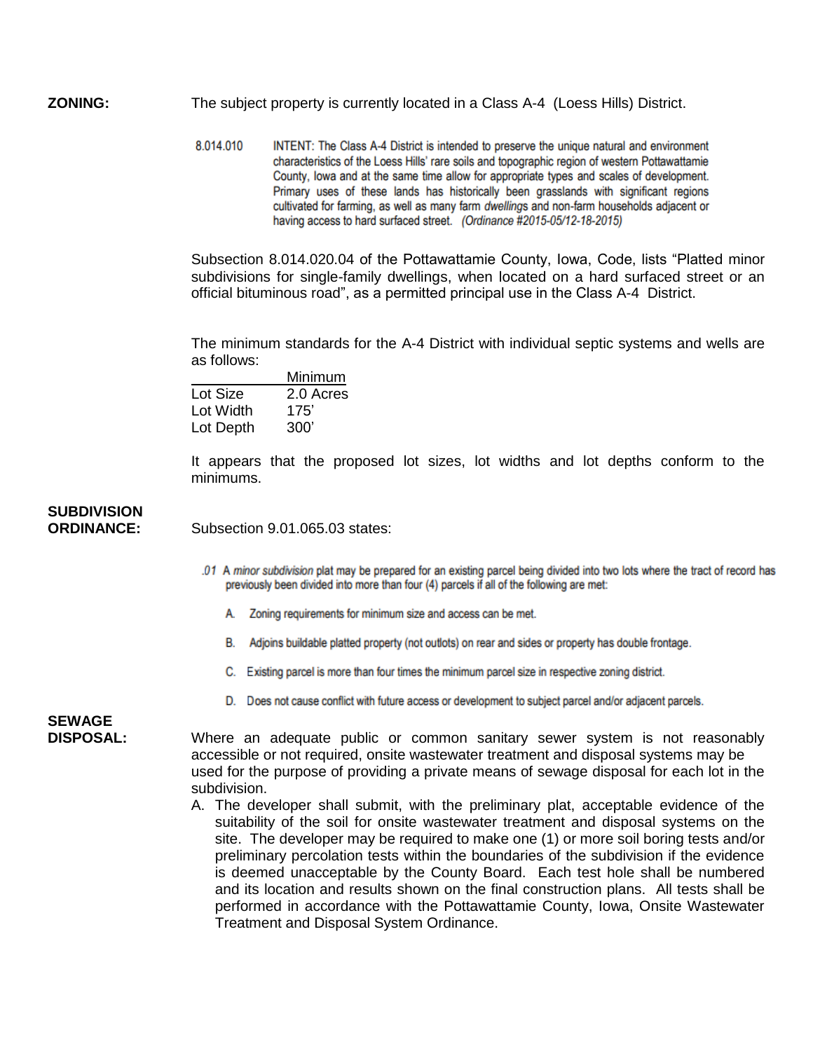**ZONING:** The subject property is currently located in a Class A-4 (Loess Hills) District.

> 8.014.010 INTENT: The Class A-4 District is intended to preserve the unique natural and environment characteristics of the Loess Hills' rare soils and topographic region of western Pottawattamie County, Iowa and at the same time allow for appropriate types and scales of development. Primary uses of these lands has historically been grasslands with significant regions cultivated for farming, as well as many farm *dwellings* and non-farm households adjacent or having access to hard surfaced street. *(Ordinance #2015-05/12-18-2015)*

Subsection 8.014.020.04 of the Pottawattamie County, Iowa, Code, lists "Platted minor subdivisions for single-family dwellings, when located on a hard surfaced street or an official bituminous road", as a permitted principal use in the Class A-4 District.

The minimum standards for the A-4 District with individual septic systems and wells are as follows:

| | Minimum |
|---|---|
| Lot Size | 2.0 Acres |
| Lot Width | 175' |
| Lot Depth | 300' |

It appears that the proposed lot sizes, lot widths and lot depths conform to the minimums.

**SUBDIVISION ORDINANCE:** Subsection 9.01.065.03 states:

> .01 A *minor subdivision* plat may be prepared for an existing parcel being divided into two lots where the tract of record has previously been divided into more than four (4) parcels if all of the following are met:
>
> A. Zoning requirements for minimum size and access can be met.
>
> B. Adjoins buildable platted property (not outlots) on rear and sides or property has double frontage.
>
> C. Existing parcel is more than four times the minimum parcel size in respective zoning district.
>
> D. Does not cause conflict with future access or development to subject parcel and/or adjacent parcels.

**SEWAGE DISPOSAL:** Where an adequate public or common sanitary sewer system is not reasonably accessible or not required, onsite wastewater treatment and disposal systems may be used for the purpose of providing a private means of sewage disposal for each lot in the subdivision.

A. The developer shall submit, with the preliminary plat, acceptable evidence of the suitability of the soil for onsite wastewater treatment and disposal systems on the site. The developer may be required to make one (1) or more soil boring tests and/or preliminary percolation tests within the boundaries of the subdivision if the evidence is deemed unacceptable by the County Board. Each test hole shall be numbered and its location and results shown on the final construction plans. All tests shall be performed in accordance with the Pottawattamie County, Iowa, Onsite Wastewater Treatment and Disposal System Ordinance.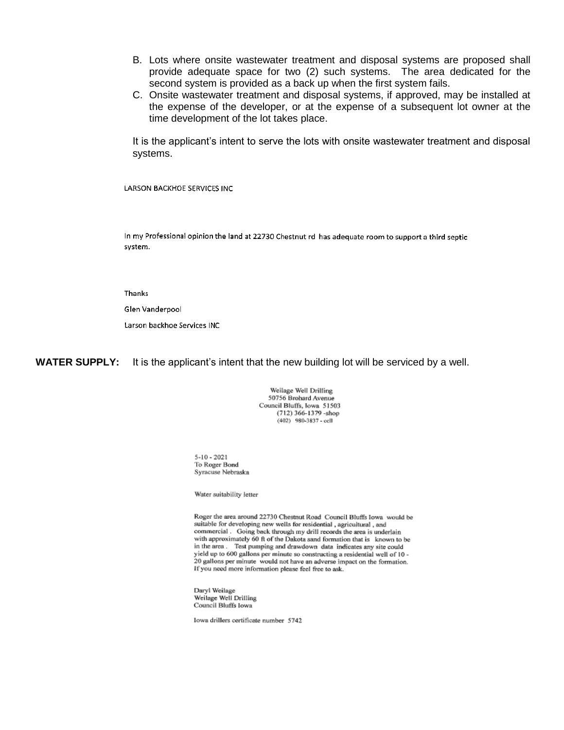B. Lots where onsite wastewater treatment and disposal systems are proposed shall provide adequate space for two (2) such systems. The area dedicated for the second system is provided as a back up when the first system fails.

C. Onsite wastewater treatment and disposal systems, if approved, may be installed at the expense of the developer, or at the expense of a subsequent lot owner at the time development of the lot takes place.

It is the applicant's intent to serve the lots with onsite wastewater treatment and disposal systems.

LARSON BACKHOE SERVICES INC

In my Professional opinion the land at 22730 Chestnut rd has adequate room to support a third septic system.

Thanks

Glen Vanderpool

Larson backhoe Services INC

**WATER SUPPLY:** It is the applicant's intent that the new building lot will be serviced by a well.

Weilage Well Drilling
50756 Brohard Avenue
Council Bluffs, Iowa 51503
(712) 366-1379 -shop
(402) 980-3837 - cell

5-10 - 2021
To Roger Bond
Syracuse Nebraska

Water suitability letter

Roger the area around 22730 Chestnut Road Council Bluffs Iowa would be suitable for developing new wells for residential , agricultural , and commercial . Going back through my drill records the area is underlain with approximately 60 ft of the Dakota sand formation that is known to be in the area . Test pumping and drawdown data indicates any site could yield up to 600 gallons per minute so constructing a residential well of 10 - 20 gallons per minute would not have an adverse impact on the formation. If you need more information please feel free to ask.

Daryl Weilage
Weilage Well Drilling
Council Bluffs Iowa

Iowa drillers certificate number 5742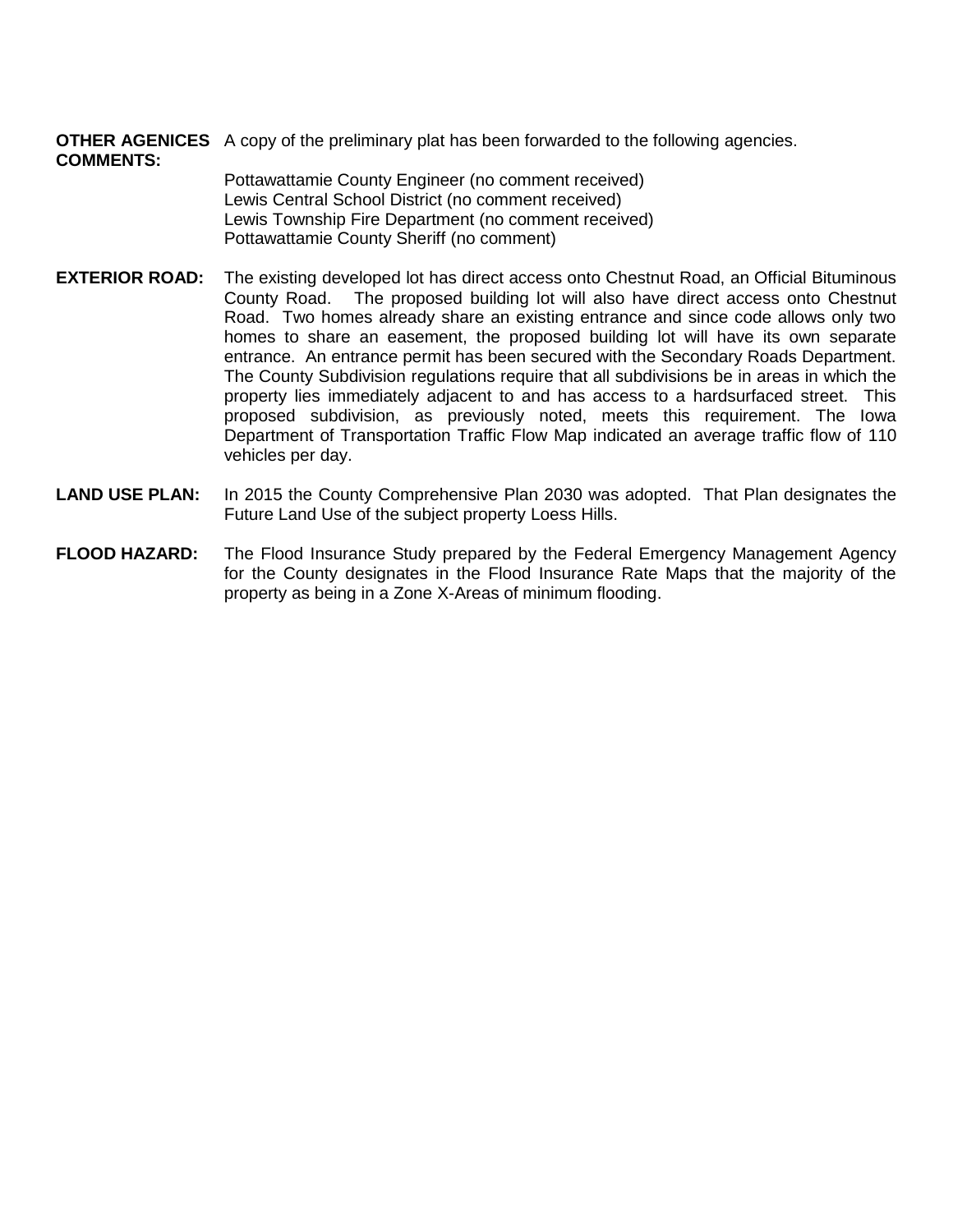**OTHER AGENICES COMMENTS:** A copy of the preliminary plat has been forwarded to the following agencies.

Pottawattamie County Engineer (no comment received)
Lewis Central School District (no comment received)
Lewis Township Fire Department (no comment received)
Pottawattamie County Sheriff (no comment)

**EXTERIOR ROAD:** The existing developed lot has direct access onto Chestnut Road, an Official Bituminous County Road. The proposed building lot will also have direct access onto Chestnut Road. Two homes already share an existing entrance and since code allows only two homes to share an easement, the proposed building lot will have its own separate entrance. An entrance permit has been secured with the Secondary Roads Department. The County Subdivision regulations require that all subdivisions be in areas in which the property lies immediately adjacent to and has access to a hardsurfaced street. This proposed subdivision, as previously noted, meets this requirement. The Iowa Department of Transportation Traffic Flow Map indicated an average traffic flow of 110 vehicles per day.

**LAND USE PLAN:** In 2015 the County Comprehensive Plan 2030 was adopted. That Plan designates the Future Land Use of the subject property Loess Hills.

**FLOOD HAZARD:** The Flood Insurance Study prepared by the Federal Emergency Management Agency for the County designates in the Flood Insurance Rate Maps that the majority of the property as being in a Zone X-Areas of minimum flooding.